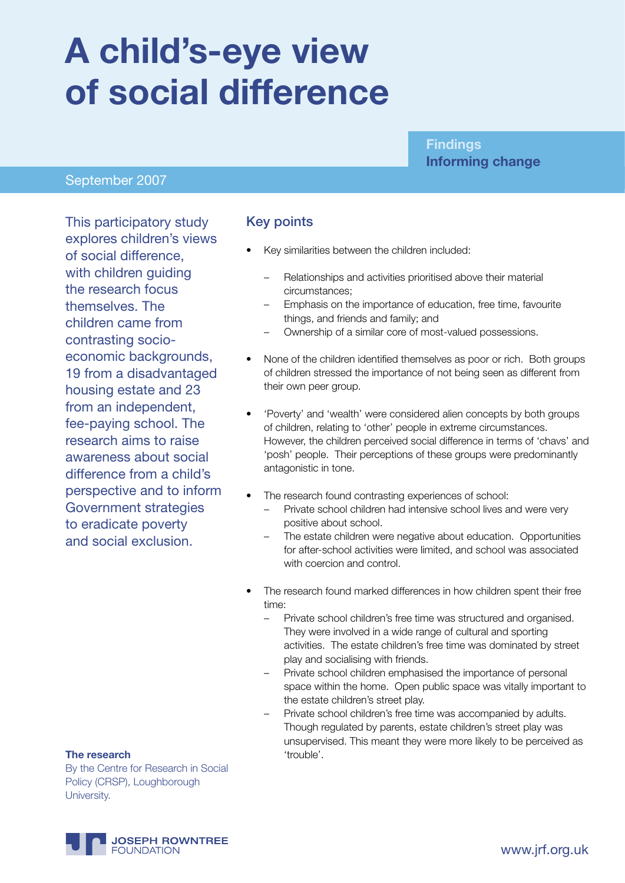# A child's-eye view of social difference

**Findings**
**Informing change**

September 2007

This participatory study explores children's views of social difference, with children guiding the research focus themselves. The children came from contrasting socio-economic backgrounds, 19 from a disadvantaged housing estate and 23 from an independent, fee-paying school. The research aims to raise awareness about social difference from a child's perspective and to inform Government strategies to eradicate poverty and social exclusion.

## Key points

- Key similarities between the children included:
  - Relationships and activities prioritised above their material circumstances;
  - Emphasis on the importance of education, free time, favourite things, and friends and family; and
  - Ownership of a similar core of most-valued possessions.
- None of the children identified themselves as poor or rich. Both groups of children stressed the importance of not being seen as different from their own peer group.
- 'Poverty' and 'wealth' were considered alien concepts by both groups of children, relating to 'other' people in extreme circumstances. However, the children perceived social difference in terms of 'chavs' and 'posh' people. Their perceptions of these groups were predominantly antagonistic in tone.
- The research found contrasting experiences of school:
  - Private school children had intensive school lives and were very positive about school.
  - The estate children were negative about education. Opportunities for after-school activities were limited, and school was associated with coercion and control.
- The research found marked differences in how children spent their free time:
  - Private school children's free time was structured and organised. They were involved in a wide range of cultural and sporting activities. The estate children's free time was dominated by street play and socialising with friends.
  - Private school children emphasised the importance of personal space within the home. Open public space was vitally important to the estate children's street play.
  - Private school children's free time was accompanied by adults. Though regulated by parents, estate children's street play was unsupervised. This meant they were more likely to be perceived as 'trouble'.

**The research**
By the Centre for Research in Social Policy (CRSP), Loughborough University.

JOSEPH ROWNTREE FOUNDATION

www.jrf.org.uk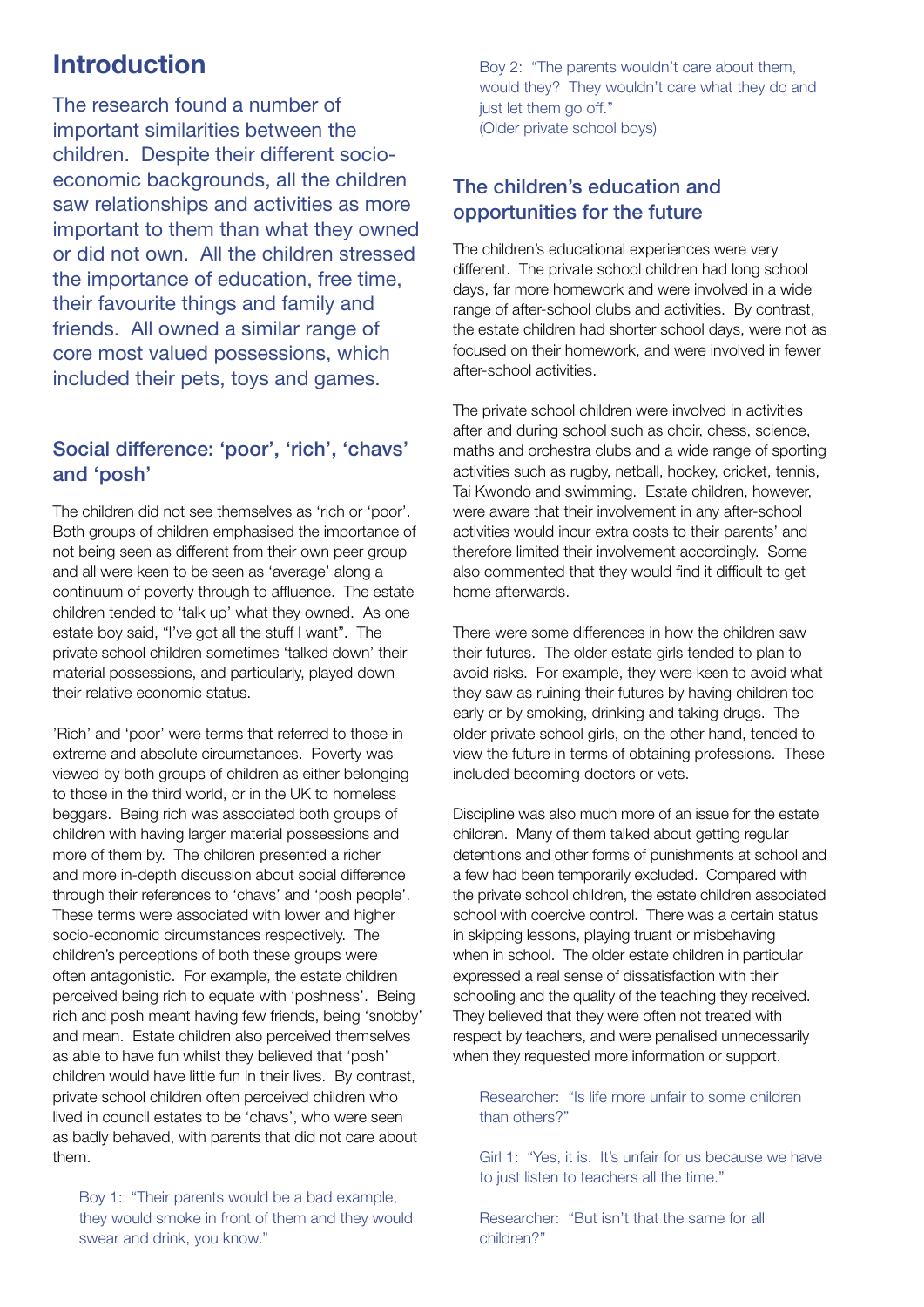# Introduction

The research found a number of important similarities between the children. Despite their different socio-economic backgrounds, all the children saw relationships and activities as more important to them than what they owned or did not own. All the children stressed the importance of education, free time, their favourite things and family and friends. All owned a similar range of core most valued possessions, which included their pets, toys and games.

## Social difference: 'poor', 'rich', 'chavs' and 'posh'

The children did not see themselves as 'rich or 'poor'. Both groups of children emphasised the importance of not being seen as different from their own peer group and all were keen to be seen as 'average' along a continuum of poverty through to affluence. The estate children tended to 'talk up' what they owned. As one estate boy said, "I've got all the stuff I want". The private school children sometimes 'talked down' their material possessions, and particularly, played down their relative economic status.

'Rich' and 'poor' were terms that referred to those in extreme and absolute circumstances. Poverty was viewed by both groups of children as either belonging to those in the third world, or in the UK to homeless beggars. Being rich was associated both groups of children with having larger material possessions and more of them by. The children presented a richer and more in-depth discussion about social difference through their references to 'chavs' and 'posh people'. These terms were associated with lower and higher socio-economic circumstances respectively. The children's perceptions of both these groups were often antagonistic. For example, the estate children perceived being rich to equate with 'poshness'. Being rich and posh meant having few friends, being 'snobby' and mean. Estate children also perceived themselves as able to have fun whilst they believed that 'posh' children would have little fun in their lives. By contrast, private school children often perceived children who lived in council estates to be 'chavs', who were seen as badly behaved, with parents that did not care about them.

> Boy 1: "Their parents would be a bad example, they would smoke in front of them and they would swear and drink, you know."
>
> Boy 2: "The parents wouldn't care about them, would they? They wouldn't care what they do and just let them go off."
> (Older private school boys)

## The children's education and opportunities for the future

The children's educational experiences were very different. The private school children had long school days, far more homework and were involved in a wide range of after-school clubs and activities. By contrast, the estate children had shorter school days, were not as focused on their homework, and were involved in fewer after-school activities.

The private school children were involved in activities after and during school such as choir, chess, science, maths and orchestra clubs and a wide range of sporting activities such as rugby, netball, hockey, cricket, tennis, Tai Kwondo and swimming. Estate children, however, were aware that their involvement in any after-school activities would incur extra costs to their parents' and therefore limited their involvement accordingly. Some also commented that they would find it difficult to get home afterwards.

There were some differences in how the children saw their futures. The older estate girls tended to plan to avoid risks. For example, they were keen to avoid what they saw as ruining their futures by having children too early or by smoking, drinking and taking drugs. The older private school girls, on the other hand, tended to view the future in terms of obtaining professions. These included becoming doctors or vets.

Discipline was also much more of an issue for the estate children. Many of them talked about getting regular detentions and other forms of punishments at school and a few had been temporarily excluded. Compared with the private school children, the estate children associated school with coercive control. There was a certain status in skipping lessons, playing truant or misbehaving when in school. The older estate children in particular expressed a real sense of dissatisfaction with their schooling and the quality of the teaching they received. They believed that they were often not treated with respect by teachers, and were penalised unnecessarily when they requested more information or support.

> Researcher: "Is life more unfair to some children than others?"
>
> Girl 1: "Yes, it is. It's unfair for us because we have to just listen to teachers all the time."
>
> Researcher: "But isn't that the same for all children?"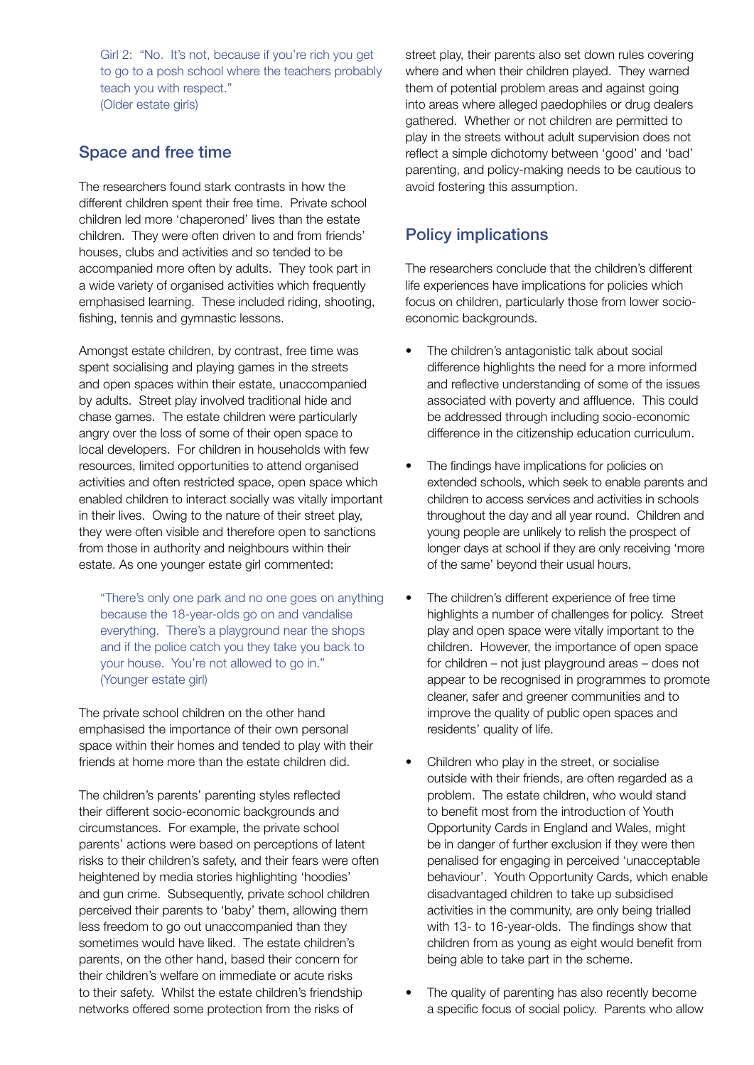> Girl 2: "No. It's not, because if you're rich you get to go to a posh school where the teachers probably teach you with respect."
> (Older estate girls)

## Space and free time

The researchers found stark contrasts in how the different children spent their free time. Private school children led more 'chaperoned' lives than the estate children. They were often driven to and from friends' houses, clubs and activities and so tended to be accompanied more often by adults. They took part in a wide variety of organised activities which frequently emphasised learning. These included riding, shooting, fishing, tennis and gymnastic lessons.

Amongst estate children, by contrast, free time was spent socialising and playing games in the streets and open spaces within their estate, unaccompanied by adults. Street play involved traditional hide and chase games. The estate children were particularly angry over the loss of some of their open space to local developers. For children in households with few resources, limited opportunities to attend organised activities and often restricted space, open space which enabled children to interact socially was vitally important in their lives. Owing to the nature of their street play, they were often visible and therefore open to sanctions from those in authority and neighbours within their estate. As one younger estate girl commented:

> "There's only one park and no one goes on anything because the 18-year-olds go on and vandalise everything. There's a playground near the shops and if the police catch you they take you back to your house. You're not allowed to go in."
> (Younger estate girl)

The private school children on the other hand emphasised the importance of their own personal space within their homes and tended to play with their friends at home more than the estate children did.

The children's parents' parenting styles reflected their different socio-economic backgrounds and circumstances. For example, the private school parents' actions were based on perceptions of latent risks to their children's safety, and their fears were often heightened by media stories highlighting 'hoodies' and gun crime. Subsequently, private school children perceived their parents to 'baby' them, allowing them less freedom to go out unaccompanied than they sometimes would have liked. The estate children's parents, on the other hand, based their concern for their children's welfare on immediate or acute risks to their safety. Whilst the estate children's friendship networks offered some protection from the risks of street play, their parents also set down rules covering where and when their children played. They warned them of potential problem areas and against going into areas where alleged paedophiles or drug dealers gathered. Whether or not children are permitted to play in the streets without adult supervision does not reflect a simple dichotomy between 'good' and 'bad' parenting, and policy-making needs to be cautious to avoid fostering this assumption.

## Policy implications

The researchers conclude that the children's different life experiences have implications for policies which focus on children, particularly those from lower socio-economic backgrounds.

- The children's antagonistic talk about social difference highlights the need for a more informed and reflective understanding of some of the issues associated with poverty and affluence. This could be addressed through including socio-economic difference in the citizenship education curriculum.

- The findings have implications for policies on extended schools, which seek to enable parents and children to access services and activities in schools throughout the day and all year round. Children and young people are unlikely to relish the prospect of longer days at school if they are only receiving 'more of the same' beyond their usual hours.

- The children's different experience of free time highlights a number of challenges for policy. Street play and open space were vitally important to the children. However, the importance of open space for children – not just playground areas – does not appear to be recognised in programmes to promote cleaner, safer and greener communities and to improve the quality of public open spaces and residents' quality of life.

- Children who play in the street, or socialise outside with their friends, are often regarded as a problem. The estate children, who would stand to benefit most from the introduction of Youth Opportunity Cards in England and Wales, might be in danger of further exclusion if they were then penalised for engaging in perceived 'unacceptable behaviour'. Youth Opportunity Cards, which enable disadvantaged children to take up subsidised activities in the community, are only being trialled with 13- to 16-year-olds. The findings show that children from as young as eight would benefit from being able to take part in the scheme.

- The quality of parenting has also recently become a specific focus of social policy. Parents who allow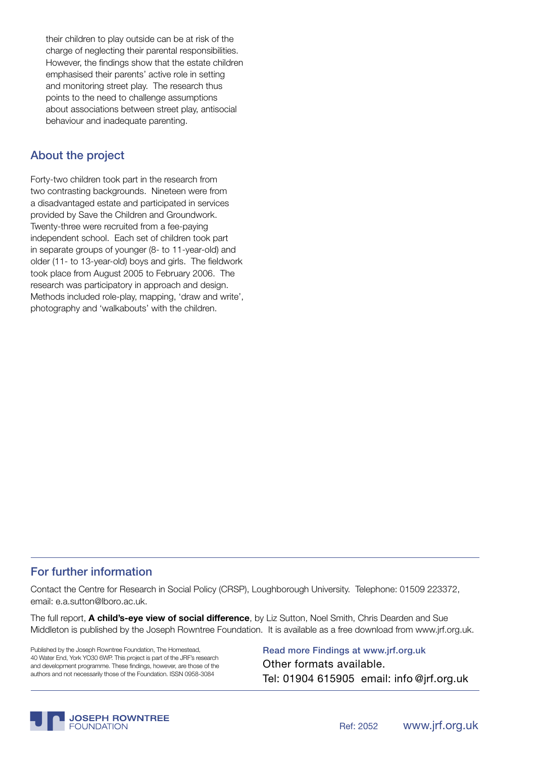their children to play outside can be at risk of the charge of neglecting their parental responsibilities. However, the findings show that the estate children emphasised their parents' active role in setting and monitoring street play. The research thus points to the need to challenge assumptions about associations between street play, antisocial behaviour and inadequate parenting.

## About the project

Forty-two children took part in the research from two contrasting backgrounds. Nineteen were from a disadvantaged estate and participated in services provided by Save the Children and Groundwork. Twenty-three were recruited from a fee-paying independent school. Each set of children took part in separate groups of younger (8- to 11-year-old) and older (11- to 13-year-old) boys and girls. The fieldwork took place from August 2005 to February 2006. The research was participatory in approach and design. Methods included role-play, mapping, 'draw and write', photography and 'walkabouts' with the children.

## For further information

Contact the Centre for Research in Social Policy (CRSP), Loughborough University. Telephone: 01509 223372, email: e.a.sutton@lboro.ac.uk.

The full report, **A child's-eye view of social difference**, by Liz Sutton, Noel Smith, Chris Dearden and Sue Middleton is published by the Joseph Rowntree Foundation. It is available as a free download from www.jrf.org.uk.

Published by the Joseph Rowntree Foundation, The Homestead, 40 Water End, York YO30 6WP. This project is part of the JRF's research and development programme. These findings, however, are those of the authors and not necessarily those of the Foundation. ISSN 0958-3084

Read more Findings at www.jrf.org.uk
Other formats available.
Tel: 01904 615905 email: info@jrf.org.uk

JOSEPH ROWNTREE FOUNDATION

Ref: 2052 www.jrf.org.uk